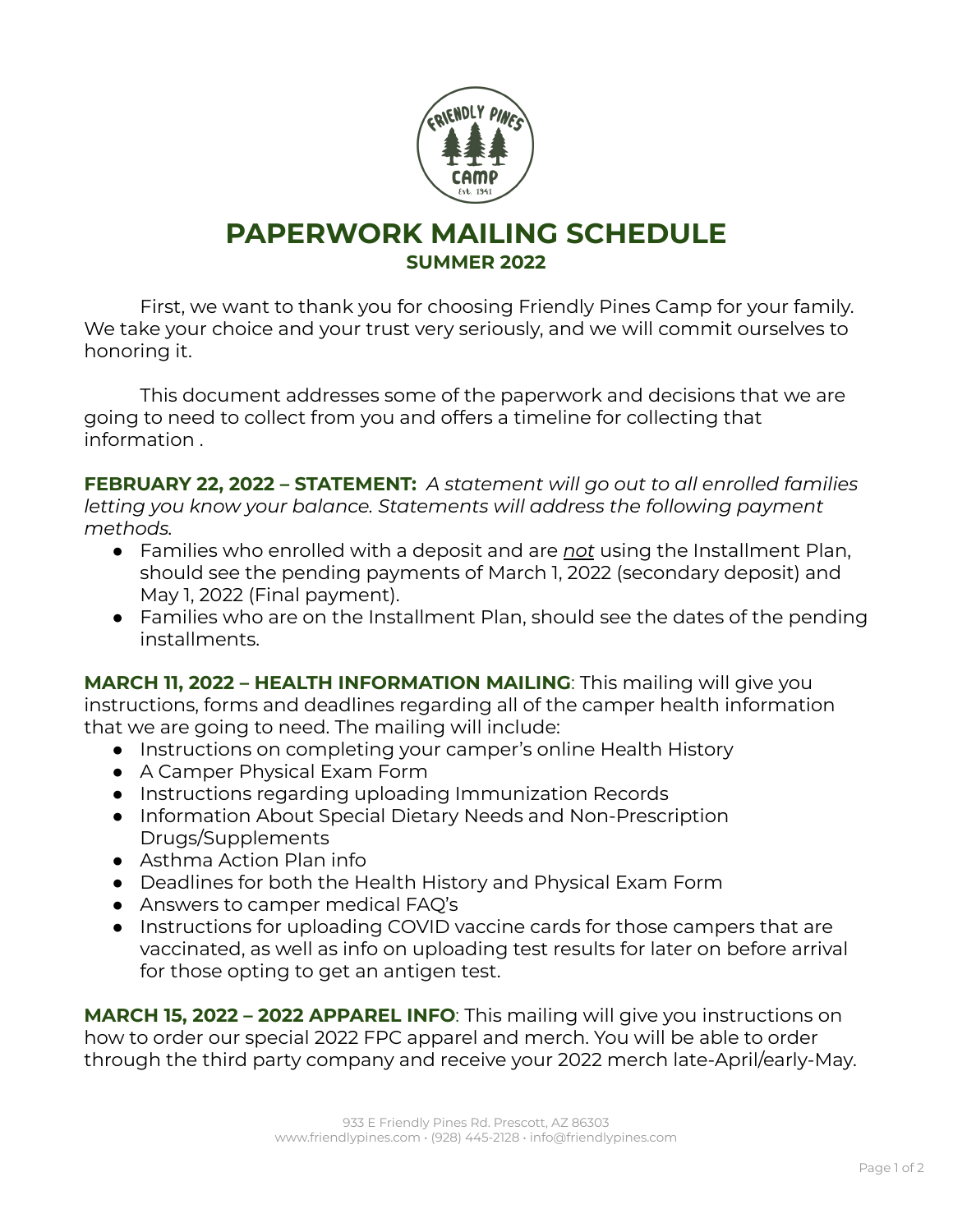# PAPERWORK MAILING SCHEDULE

## SUMMER 2022

First, we want to thank you for choosing Friendly Pines Camp for your family. We take your choice and your trust very seriously, and we will commit ourselves to honoring it.

This document addresses some of the paperwork and decisions that we are going to need to collect from you and offers a timeline for collecting that information .

**FEBRUARY 22, 2022 – STATEMENT:** *A statement will go out to all enrolled families letting you know your balance. Statements will address the following payment methods.*

- Families who enrolled with a deposit and are *not* using the Installment Plan, should see the pending payments of March 1, 2022 (secondary deposit) and May 1, 2022 (Final payment).
- Families who are on the Installment Plan, should see the dates of the pending installments.

**MARCH 11, 2022 – HEALTH INFORMATION MAILING**: This mailing will give you instructions, forms and deadlines regarding all of the camper health information that we are going to need. The mailing will include:

- Instructions on completing your camper's online Health History
- A Camper Physical Exam Form
- Instructions regarding uploading Immunization Records
- Information About Special Dietary Needs and Non-Prescription Drugs/Supplements
- Asthma Action Plan info
- Deadlines for both the Health History and Physical Exam Form
- Answers to camper medical FAQ's
- Instructions for uploading COVID vaccine cards for those campers that are vaccinated, as well as info on uploading test results for later on before arrival for those opting to get an antigen test.

**MARCH 15, 2022 – 2022 APPAREL INFO**: This mailing will give you instructions on how to order our special 2022 FPC apparel and merch. You will be able to order through the third party company and receive your 2022 merch late-April/early-May.

933 E Friendly Pines Rd. Prescott, AZ 86303
www.friendlypines.com • (928) 445-2128 • info@friendlypines.com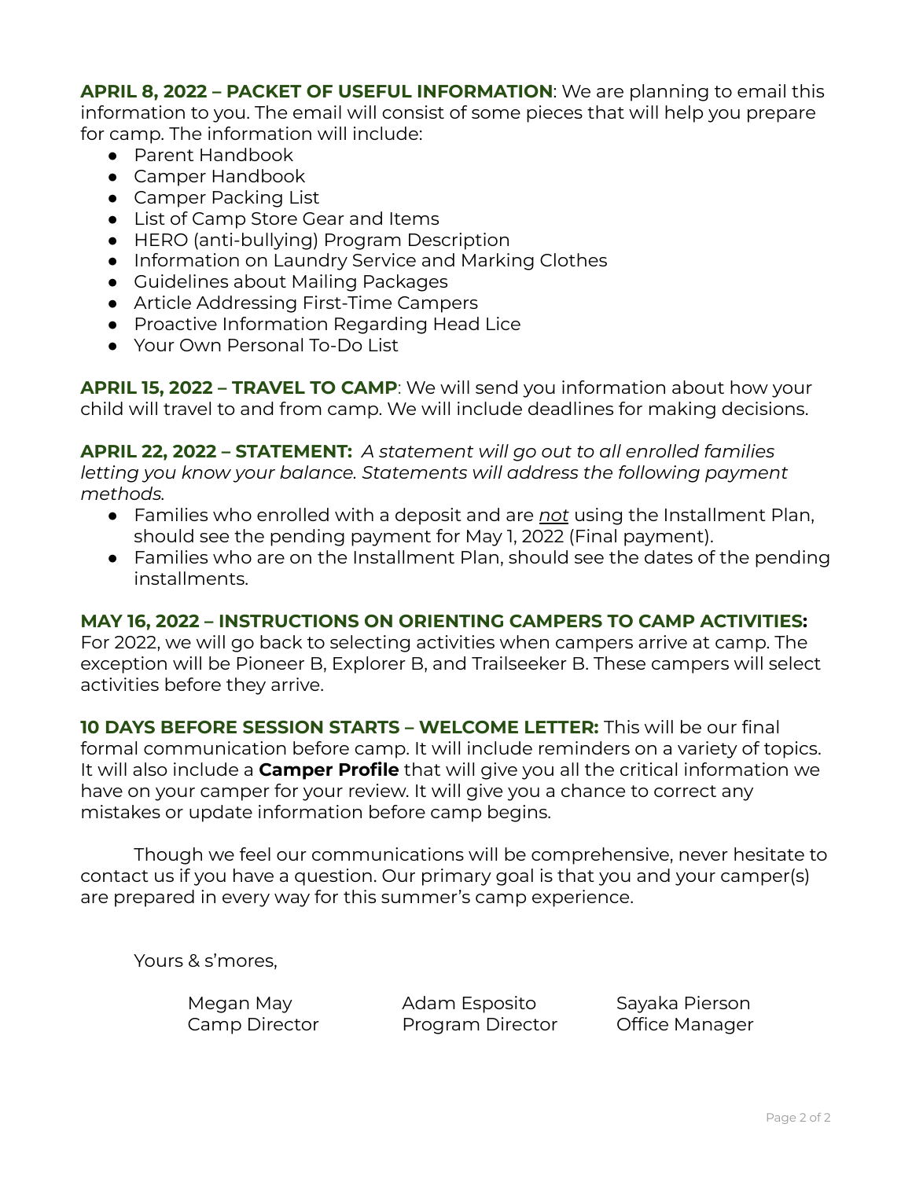**APRIL 8, 2022 – PACKET OF USEFUL INFORMATION**: We are planning to email this information to you. The email will consist of some pieces that will help you prepare for camp. The information will include:

- Parent Handbook
- Camper Handbook
- Camper Packing List
- List of Camp Store Gear and Items
- HERO (anti-bullying) Program Description
- Information on Laundry Service and Marking Clothes
- Guidelines about Mailing Packages
- Article Addressing First-Time Campers
- Proactive Information Regarding Head Lice
- Your Own Personal To-Do List

**APRIL 15, 2022 – TRAVEL TO CAMP**: We will send you information about how your child will travel to and from camp. We will include deadlines for making decisions.

**APRIL 22, 2022 – STATEMENT:** *A statement will go out to all enrolled families letting you know your balance. Statements will address the following payment methods.*

- Families who enrolled with a deposit and are _not_ using the Installment Plan, should see the pending payment for May 1, 2022 (Final payment).
- Families who are on the Installment Plan, should see the dates of the pending installments.

**MAY 16, 2022 – INSTRUCTIONS ON ORIENTING CAMPERS TO CAMP ACTIVITIES:** For 2022, we will go back to selecting activities when campers arrive at camp. The exception will be Pioneer B, Explorer B, and Trailseeker B. These campers will select activities before they arrive.

**10 DAYS BEFORE SESSION STARTS – WELCOME LETTER:** This will be our final formal communication before camp. It will include reminders on a variety of topics. It will also include a **Camper Profile** that will give you all the critical information we have on your camper for your review. It will give you a chance to correct any mistakes or update information before camp begins.

Though we feel our communications will be comprehensive, never hesitate to contact us if you have a question. Our primary goal is that you and your camper(s) are prepared in every way for this summer's camp experience.

Yours & s'mores,

Megan May
Camp Director

Adam Esposito
Program Director

Sayaka Pierson
Office Manager